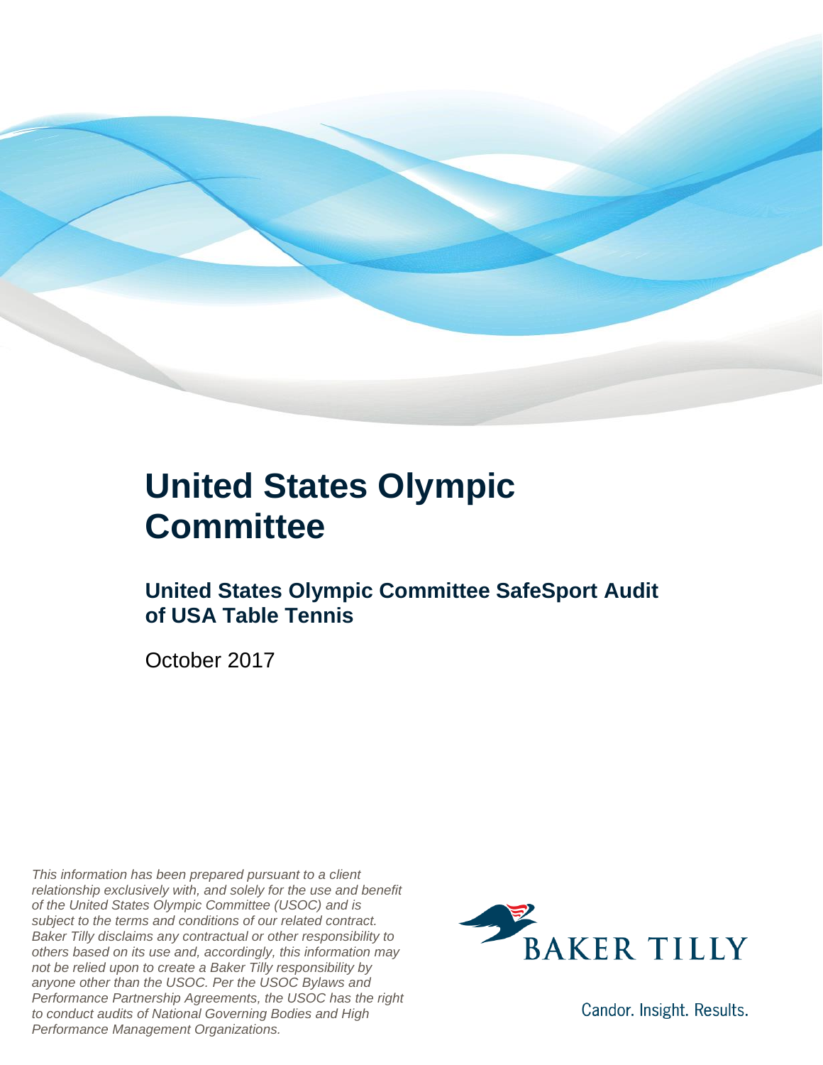# United States Olympic Committee

## United States Olympic Committee SafeSport Audit of USA Table Tennis

October 2017

*This information has been prepared pursuant to a client relationship exclusively with, and solely for the use and benefit of the United States Olympic Committee (USOC) and is subject to the terms and conditions of our related contract. Baker Tilly disclaims any contractual or other responsibility to others based on its use and, accordingly, this information may not be relied upon to create a Baker Tilly responsibility by anyone other than the USOC. Per the USOC Bylaws and Performance Partnership Agreements, the USOC has the right to conduct audits of National Governing Bodies and High Performance Management Organizations.*

BAKER TILLY

Candor. Insight. Results.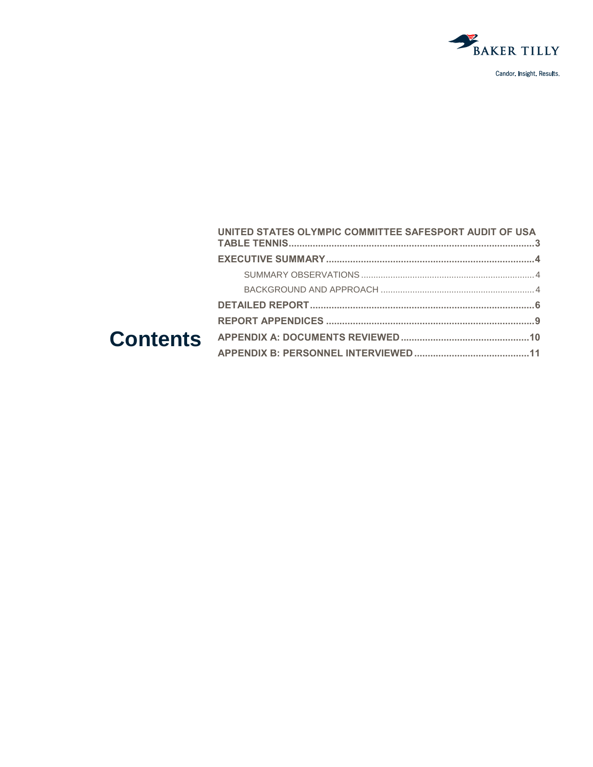# Contents

- UNITED STATES OLYMPIC COMMITTEE SAFESPORT AUDIT OF USA TABLE TENNIS .......... 3
- EXECUTIVE SUMMARY .......... 4
  - SUMMARY OBSERVATIONS .......... 4
  - BACKGROUND AND APPROACH .......... 4
- DETAILED REPORT .......... 6
- REPORT APPENDICES .......... 9
- APPENDIX A: DOCUMENTS REVIEWED .......... 10
- APPENDIX B: PERSONNEL INTERVIEWED .......... 11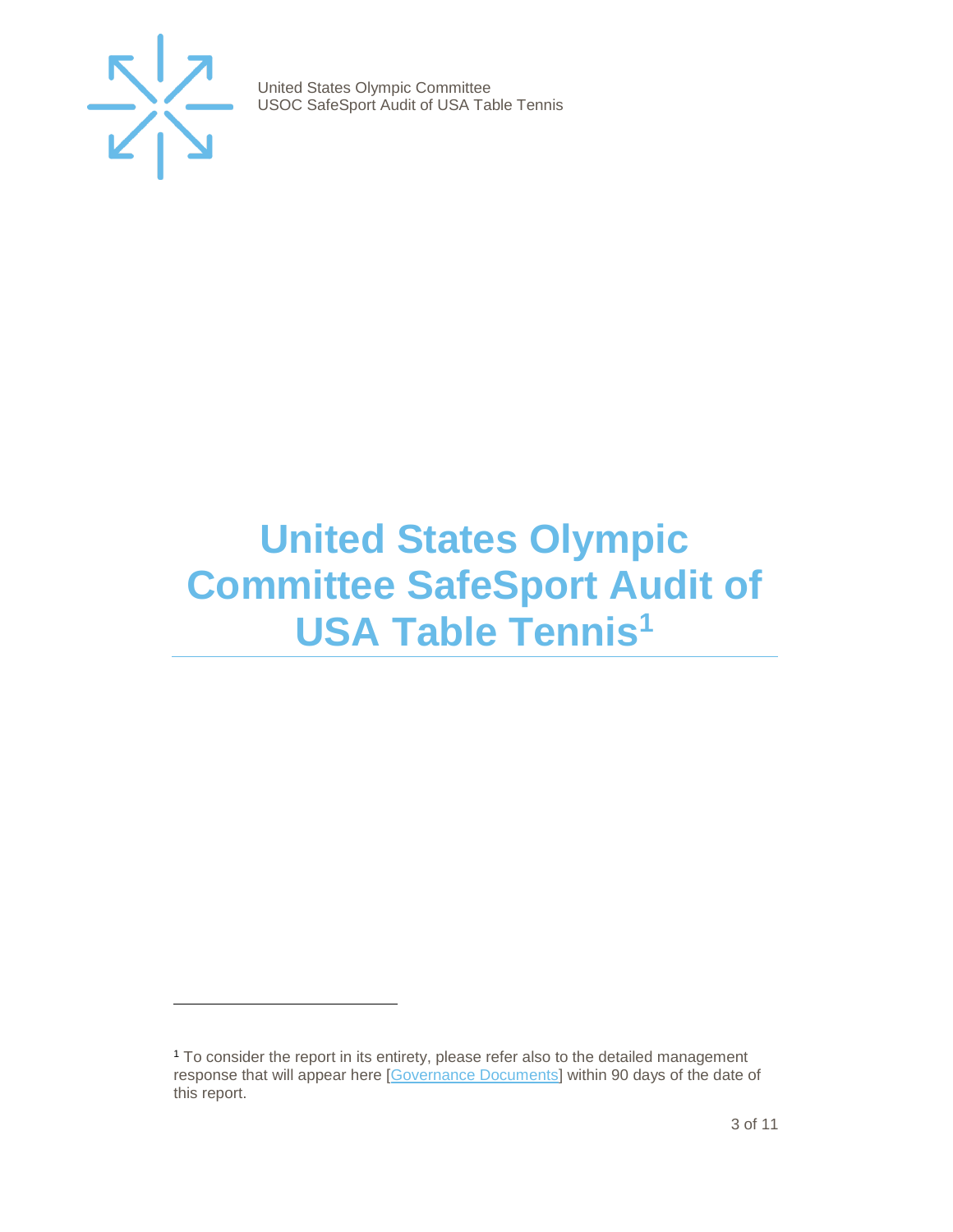# United States Olympic Committee SafeSport Audit of USA Table Tennis[1]

[1] To consider the report in its entirety, please refer also to the detailed management response that will appear here [Governance Documents] within 90 days of the date of this report.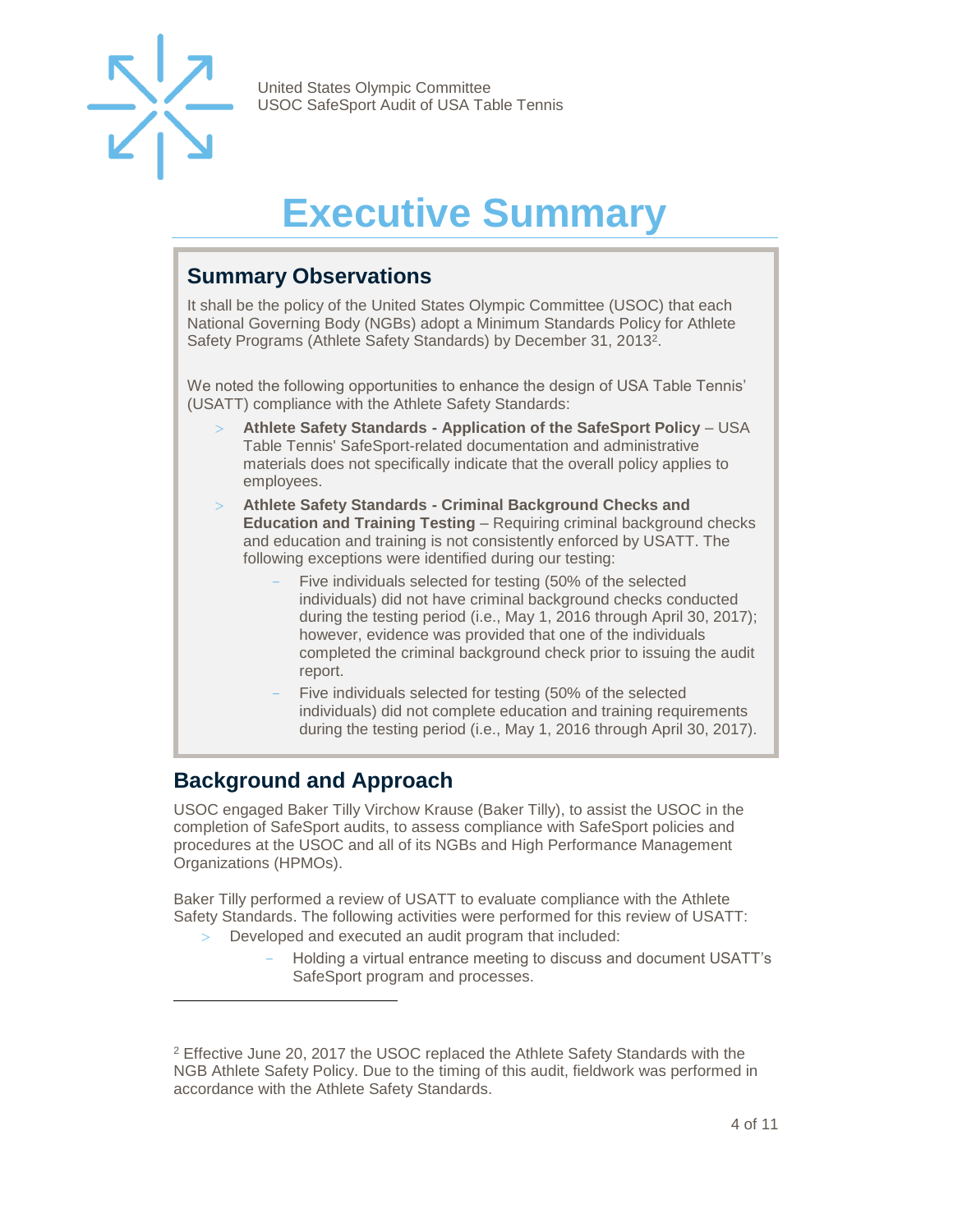# Executive Summary

## Summary Observations

It shall be the policy of the United States Olympic Committee (USOC) that each National Governing Body (NGBs) adopt a Minimum Standards Policy for Athlete Safety Programs (Athlete Safety Standards) by December 31, 2013[2].

We noted the following opportunities to enhance the design of USA Table Tennis' (USATT) compliance with the Athlete Safety Standards:

- **Athlete Safety Standards - Application of the SafeSport Policy** – USA Table Tennis' SafeSport-related documentation and administrative materials does not specifically indicate that the overall policy applies to employees.
- **Athlete Safety Standards - Criminal Background Checks and Education and Training Testing** – Requiring criminal background checks and education and training is not consistently enforced by USATT. The following exceptions were identified during our testing:
  - Five individuals selected for testing (50% of the selected individuals) did not have criminal background checks conducted during the testing period (i.e., May 1, 2016 through April 30, 2017); however, evidence was provided that one of the individuals completed the criminal background check prior to issuing the audit report.
  - Five individuals selected for testing (50% of the selected individuals) did not complete education and training requirements during the testing period (i.e., May 1, 2016 through April 30, 2017).

## Background and Approach

USOC engaged Baker Tilly Virchow Krause (Baker Tilly), to assist the USOC in the completion of SafeSport audits, to assess compliance with SafeSport policies and procedures at the USOC and all of its NGBs and High Performance Management Organizations (HPMOs).

Baker Tilly performed a review of USATT to evaluate compliance with the Athlete Safety Standards. The following activities were performed for this review of USATT:

- Developed and executed an audit program that included:
  - Holding a virtual entrance meeting to discuss and document USATT's SafeSport program and processes.

---

[2] Effective June 20, 2017 the USOC replaced the Athlete Safety Standards with the NGB Athlete Safety Policy. Due to the timing of this audit, fieldwork was performed in accordance with the Athlete Safety Standards.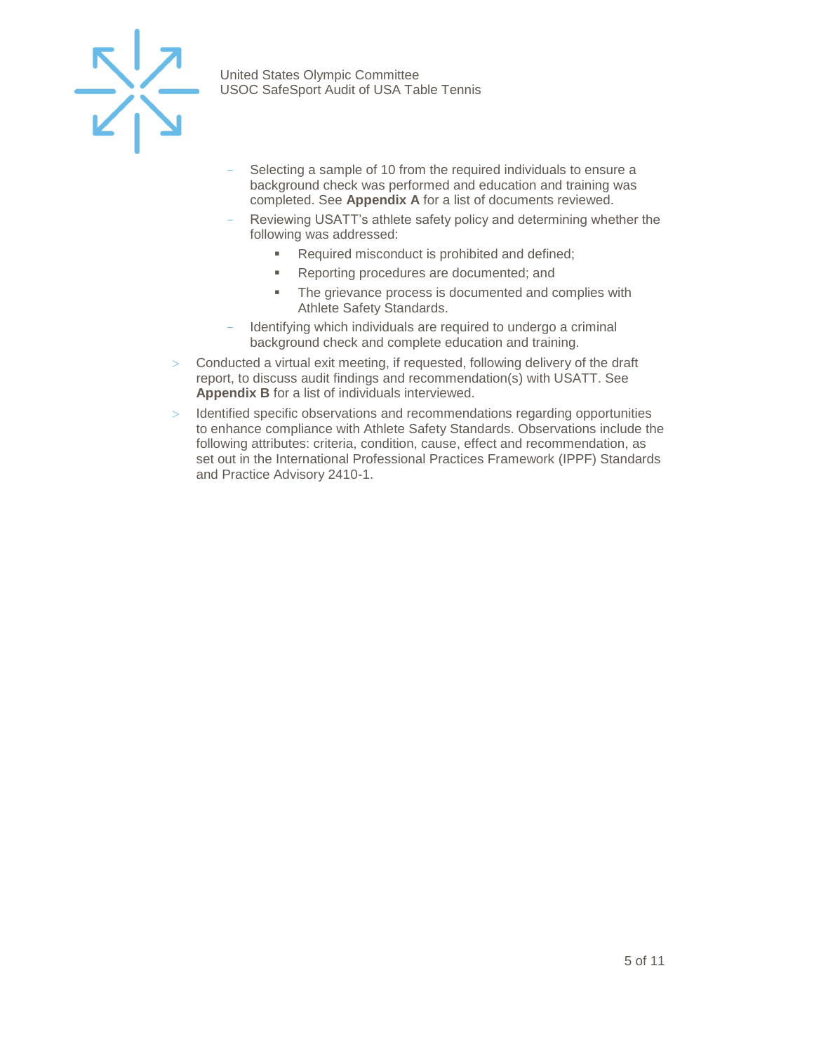- Selecting a sample of 10 from the required individuals to ensure a background check was performed and education and training was completed. See **Appendix A** for a list of documents reviewed.
  - Reviewing USATT's athlete safety policy and determining whether the following was addressed:
    - Required misconduct is prohibited and defined;
    - Reporting procedures are documented; and
    - The grievance process is documented and complies with Athlete Safety Standards.
  - Identifying which individuals are required to undergo a criminal background check and complete education and training.
- Conducted a virtual exit meeting, if requested, following delivery of the draft report, to discuss audit findings and recommendation(s) with USATT. See **Appendix B** for a list of individuals interviewed.
- Identified specific observations and recommendations regarding opportunities to enhance compliance with Athlete Safety Standards. Observations include the following attributes: criteria, condition, cause, effect and recommendation, as set out in the International Professional Practices Framework (IPPF) Standards and Practice Advisory 2410-1.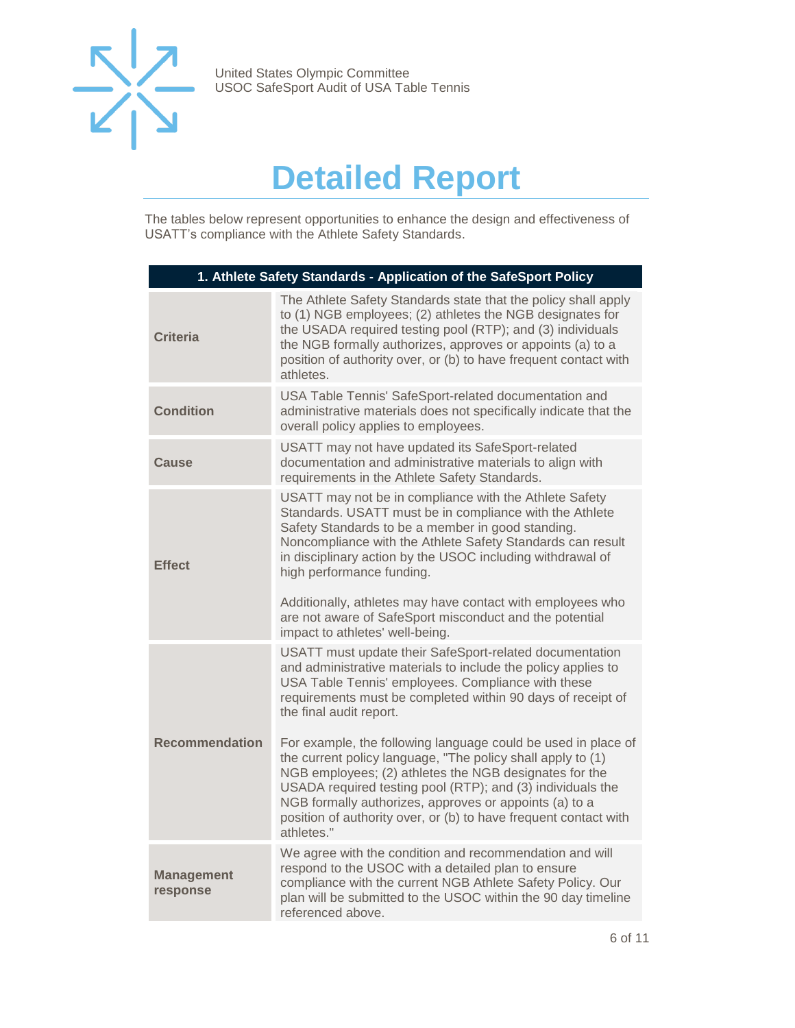# Detailed Report

The tables below represent opportunities to enhance the design and effectiveness of USATT's compliance with the Athlete Safety Standards.

| 1. Athlete Safety Standards - Application of the SafeSport Policy | |
|---|---|
| **Criteria** | The Athlete Safety Standards state that the policy shall apply to (1) NGB employees; (2) athletes the NGB designates for the USADA required testing pool (RTP); and (3) individuals the NGB formally authorizes, approves or appoints (a) to a position of authority over, or (b) to have frequent contact with athletes. |
| **Condition** | USA Table Tennis' SafeSport-related documentation and administrative materials does not specifically indicate that the overall policy applies to employees. |
| **Cause** | USATT may not have updated its SafeSport-related documentation and administrative materials to align with requirements in the Athlete Safety Standards. |
| **Effect** | USATT may not be in compliance with the Athlete Safety Standards. USATT must be in compliance with the Athlete Safety Standards to be a member in good standing. Noncompliance with the Athlete Safety Standards can result in disciplinary action by the USOC including withdrawal of high performance funding.<br><br>Additionally, athletes may have contact with employees who are not aware of SafeSport misconduct and the potential impact to athletes' well-being. |
| **Recommendation** | USATT must update their SafeSport-related documentation and administrative materials to include the policy applies to USA Table Tennis' employees. Compliance with these requirements must be completed within 90 days of receipt of the final audit report.<br><br>For example, the following language could be used in place of the current policy language, "The policy shall apply to (1) NGB employees; (2) athletes the NGB designates for the USADA required testing pool (RTP); and (3) individuals the NGB formally authorizes, approves or appoints (a) to a position of authority over, or (b) to have frequent contact with athletes." |
| **Management response** | We agree with the condition and recommendation and will respond to the USOC with a detailed plan to ensure compliance with the current NGB Athlete Safety Policy. Our plan will be submitted to the USOC within the 90 day timeline referenced above. |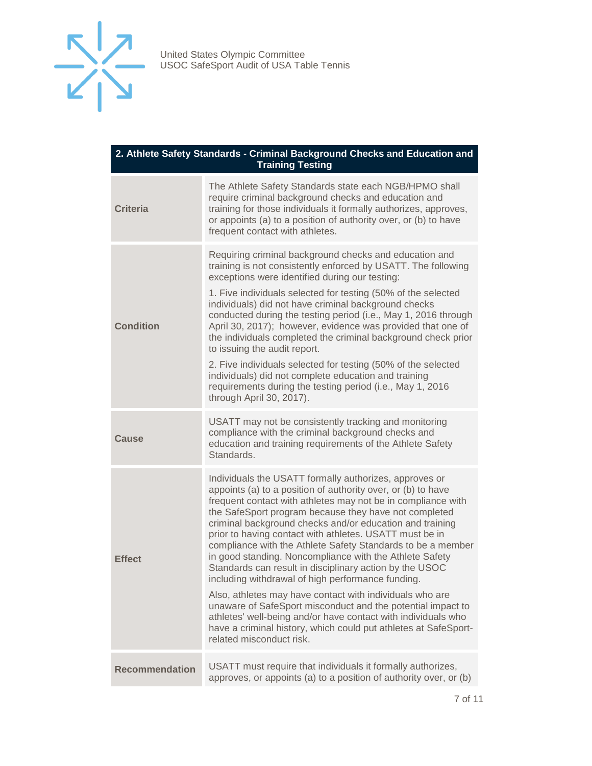| 2. Athlete Safety Standards - Criminal Background Checks and Education and Training Testing | |
|---|---|
| **Criteria** | The Athlete Safety Standards state each NGB/HPMO shall require criminal background checks and education and training for those individuals it formally authorizes, approves, or appoints (a) to a position of authority over, or (b) to have frequent contact with athletes. |
| **Condition** | Requiring criminal background checks and education and training is not consistently enforced by USATT. The following exceptions were identified during our testing:<br><br>1. Five individuals selected for testing (50% of the selected individuals) did not have criminal background checks conducted during the testing period (i.e., May 1, 2016 through April 30, 2017); however, evidence was provided that one of the individuals completed the criminal background check prior to issuing the audit report.<br><br>2. Five individuals selected for testing (50% of the selected individuals) did not complete education and training requirements during the testing period (i.e., May 1, 2016 through April 30, 2017). |
| **Cause** | USATT may not be consistently tracking and monitoring compliance with the criminal background checks and education and training requirements of the Athlete Safety Standards. |
| **Effect** | Individuals the USATT formally authorizes, approves or appoints (a) to a position of authority over, or (b) to have frequent contact with athletes may not be in compliance with the SafeSport program because they have not completed criminal background checks and/or education and training prior to having contact with athletes. USATT must be in compliance with the Athlete Safety Standards to be a member in good standing. Noncompliance with the Athlete Safety Standards can result in disciplinary action by the USOC including withdrawal of high performance funding.<br><br>Also, athletes may have contact with individuals who are unaware of SafeSport misconduct and the potential impact to athletes' well-being and/or have contact with individuals who have a criminal history, which could put athletes at SafeSport-related misconduct risk. |
| **Recommendation** | USATT must require that individuals it formally authorizes, approves, or appoints (a) to a position of authority over, or (b) |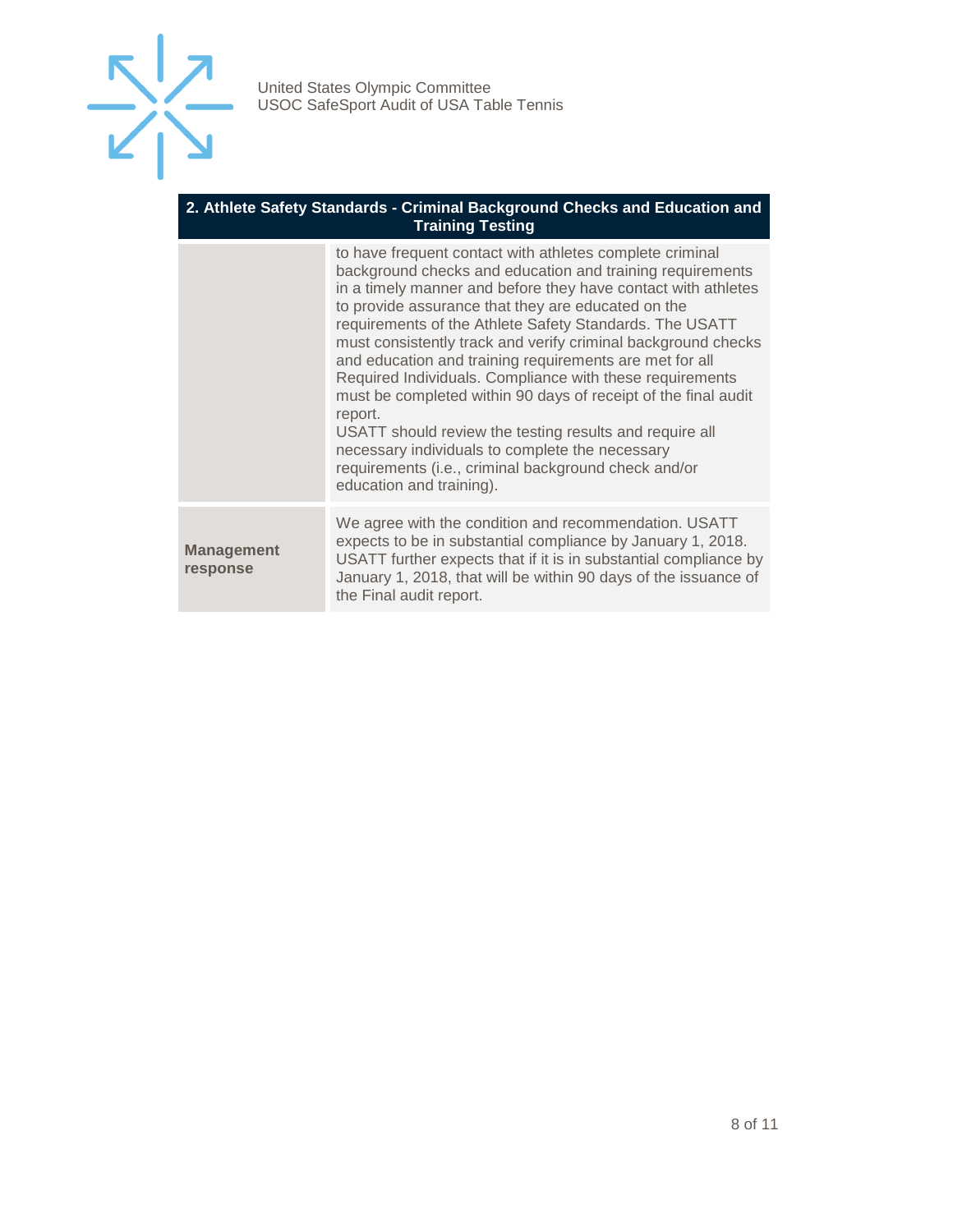| 2. Athlete Safety Standards - Criminal Background Checks and Education and Training Testing | |
|---|---|
| | to have frequent contact with athletes complete criminal background checks and education and training requirements in a timely manner and before they have contact with athletes to provide assurance that they are educated on the requirements of the Athlete Safety Standards. The USATT must consistently track and verify criminal background checks and education and training requirements are met for all Required Individuals. Compliance with these requirements must be completed within 90 days of receipt of the final audit report.<br>USATT should review the testing results and require all necessary individuals to complete the necessary requirements (i.e., criminal background check and/or education and training). |
| **Management response** | We agree with the condition and recommendation. USATT expects to be in substantial compliance by January 1, 2018. USATT further expects that if it is in substantial compliance by January 1, 2018, that will be within 90 days of the issuance of the Final audit report. |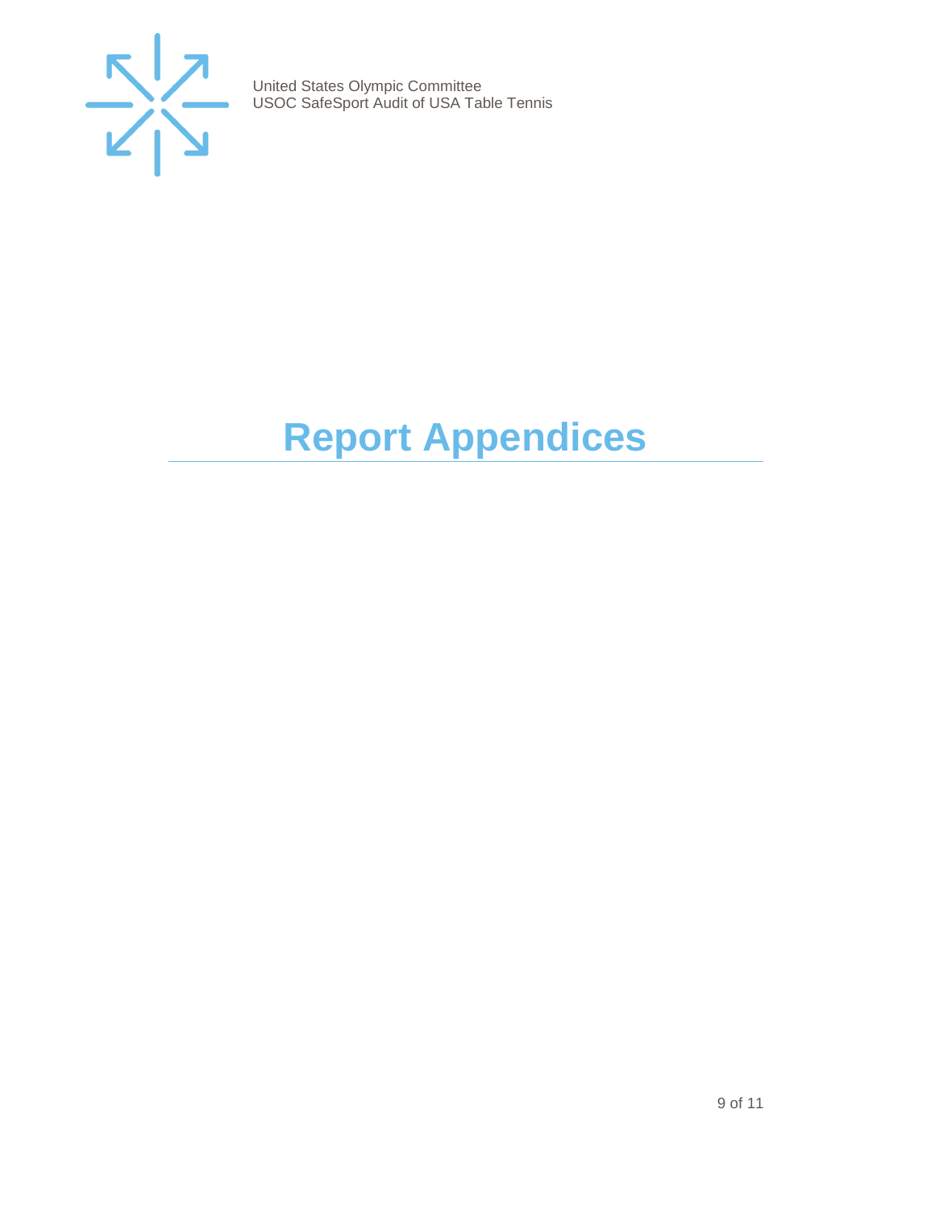# Report Appendices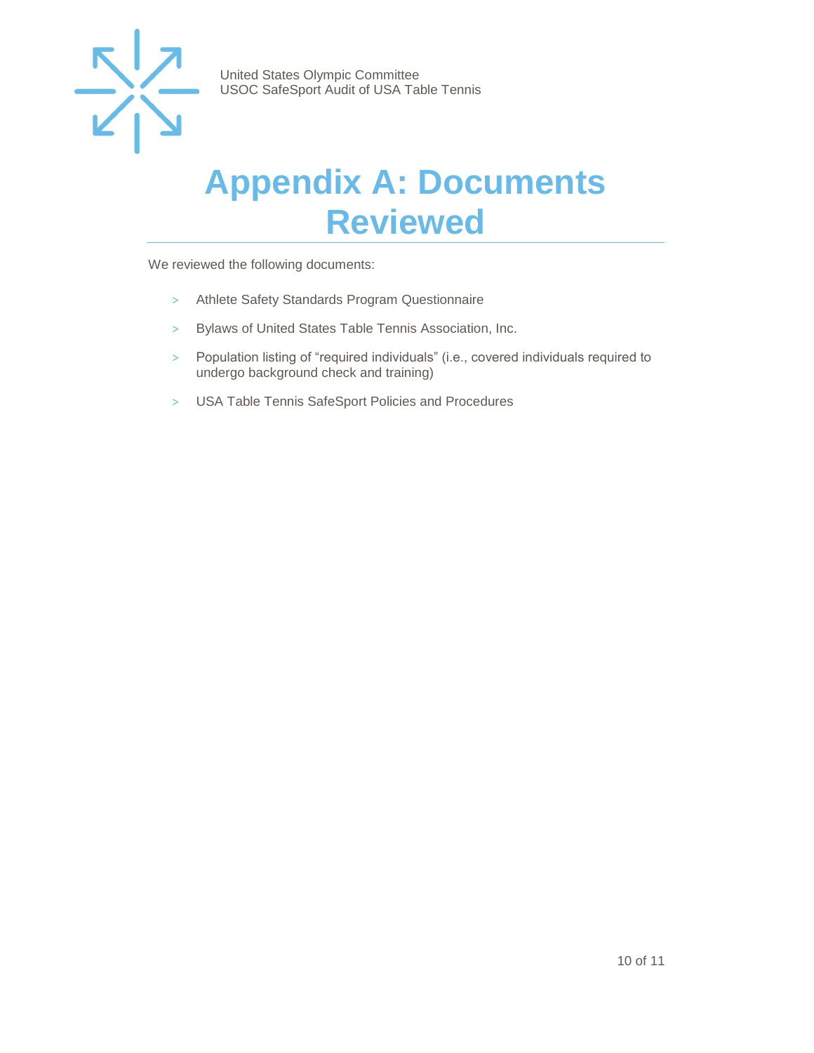# Appendix A: Documents Reviewed

We reviewed the following documents:

- Athlete Safety Standards Program Questionnaire
- Bylaws of United States Table Tennis Association, Inc.
- Population listing of “required individuals” (i.e., covered individuals required to undergo background check and training)
- USA Table Tennis SafeSport Policies and Procedures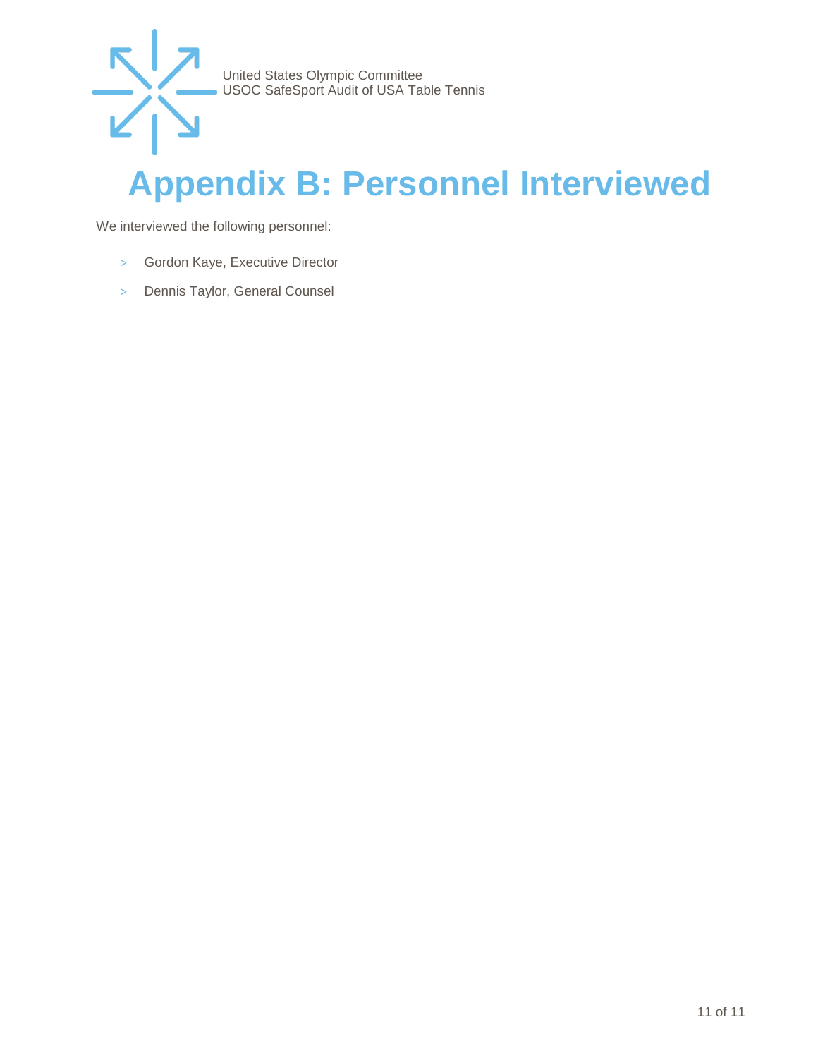# Appendix B: Personnel Interviewed

We interviewed the following personnel:

- Gordon Kaye, Executive Director
- Dennis Taylor, General Counsel